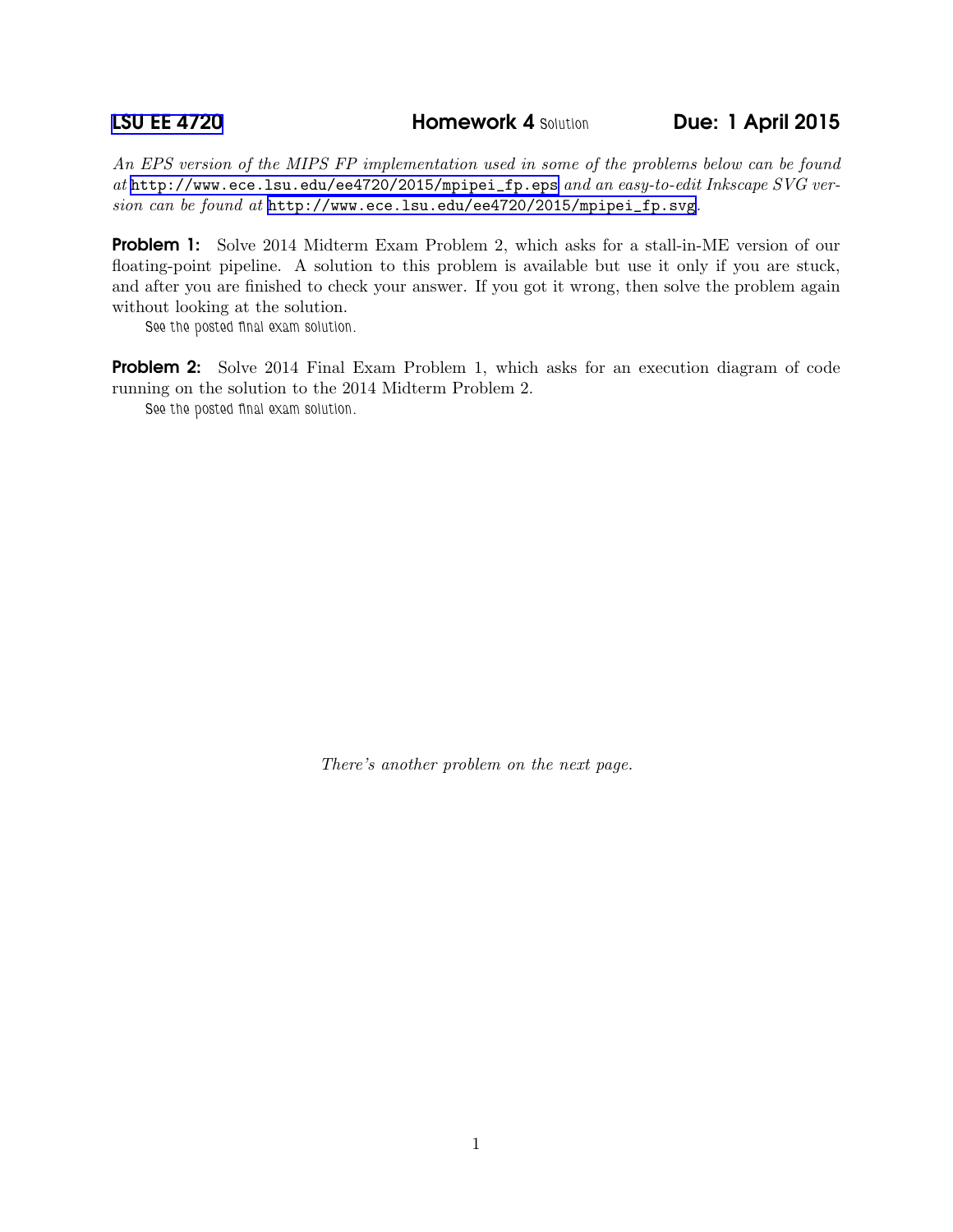# LSU EE 4720 — Homework 4 Solution — Due: 1 April 2015

*An EPS version of the MIPS FP implementation used in some of the problems below can be found at* http://www.ece.lsu.edu/ee4720/2015/mpipei_fp.eps *and an easy-to-edit Inkscape SVG version can be found at* http://www.ece.lsu.edu/ee4720/2015/mpipei_fp.svg.

**Problem 1:** Solve 2014 Midterm Exam Problem 2, which asks for a stall-in-ME version of our floating-point pipeline. A solution to this problem is available but use it only if you are stuck, and after you are finished to check your answer. If you got it wrong, then solve the problem again without looking at the solution.

See the posted final exam solution.

**Problem 2:** Solve 2014 Final Exam Problem 1, which asks for an execution diagram of code running on the solution to the 2014 Midterm Problem 2.

See the posted final exam solution.

*There's another problem on the next page.*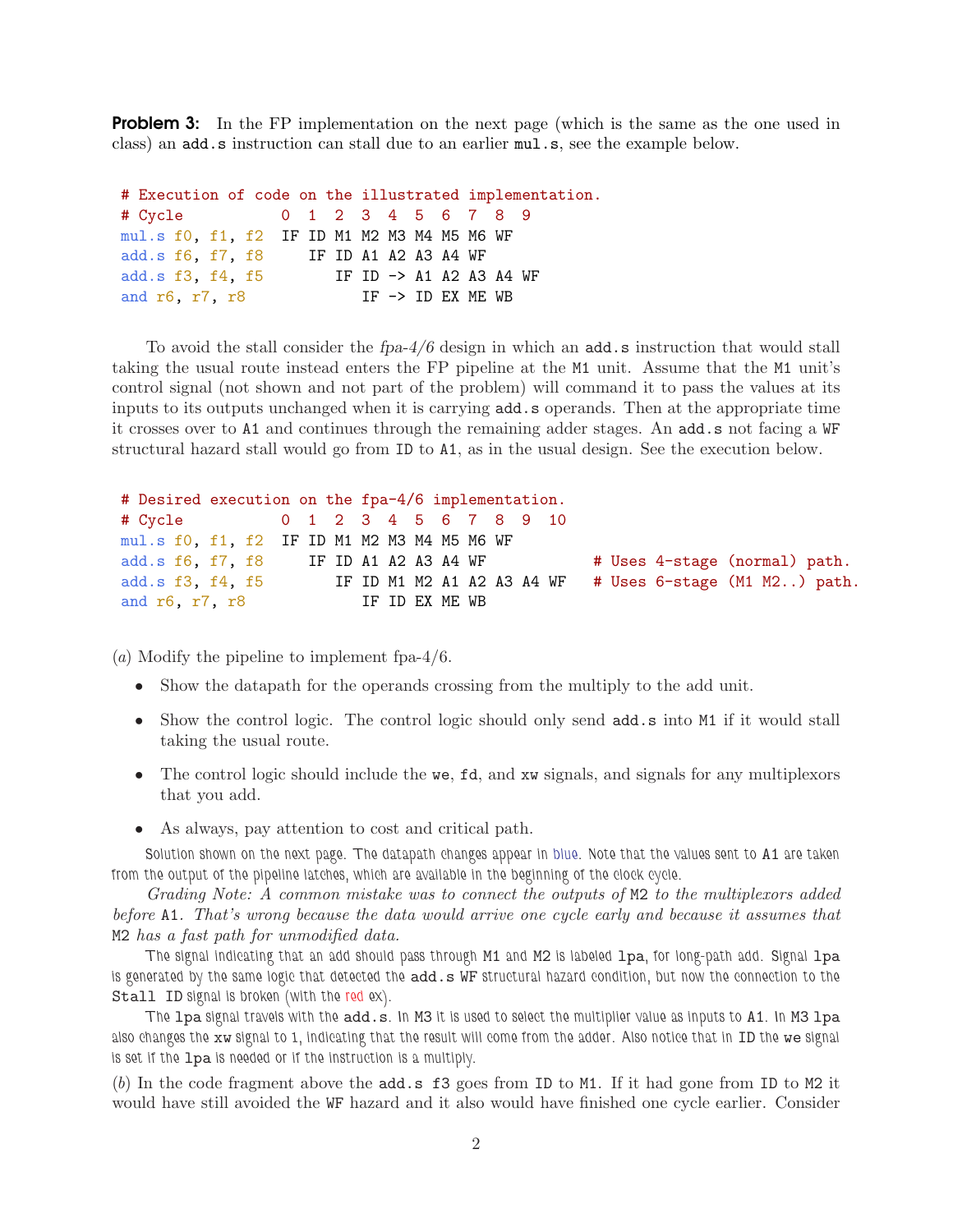**Problem 3:** In the FP implementation on the next page (which is the same as the one used in class) an `add.s` instruction can stall due to an earlier `mul.s`, see the example below.

```
# Execution of code on the illustrated implementation.
# Cycle           0  1  2  3  4  5  6  7  8  9
mul.s f0, f1, f2  IF ID M1 M2 M3 M4 M5 M6 WF
add.s f6, f7, f8     IF ID A1 A2 A3 A4 WF
add.s f3, f4, f5        IF ID -> A1 A2 A3 A4 WF
and r6, r7, r8             IF -> ID EX ME WB
```

To avoid the stall consider the *fpa-4/6* design in which an `add.s` instruction that would stall taking the usual route instead enters the FP pipeline at the `M1` unit. Assume that the `M1` unit's control signal (not shown and not part of the problem) will command it to pass the values at its inputs to its outputs unchanged when it is carrying `add.s` operands. Then at the appropriate time it crosses over to `A1` and continues through the remaining adder stages. An `add.s` not facing a `WF` structural hazard stall would go from `ID` to `A1`, as in the usual design. See the execution below.

```
# Desired execution on the fpa-4/6 implementation.
# Cycle           0  1  2  3  4  5  6  7  8  9  10
mul.s f0, f1, f2  IF ID M1 M2 M3 M4 M5 M6 WF
add.s f6, f7, f8     IF ID A1 A2 A3 A4 WF            # Uses 4-stage (normal) path.
add.s f3, f4, f5        IF ID M1 M2 A1 A2 A3 A4 WF   # Uses 6-stage (M1 M2..) path.
and r6, r7, r8             IF ID EX ME WB
```

(*a*) Modify the pipeline to implement fpa-4/6.

- Show the datapath for the operands crossing from the multiply to the add unit.
- Show the control logic. The control logic should only send `add.s` into `M1` if it would stall taking the usual route.
- The control logic should include the `we`, `fd`, and `xw` signals, and signals for any multiplexors that you add.
- As always, pay attention to cost and critical path.

Solution shown on the next page. The datapath changes appear in blue. Note that the values sent to `A1` are taken from the output of the pipeline latches, which are available in the beginning of the clock cycle.

*Grading Note: A common mistake was to connect the outputs of* `M2` *to the multiplexors added before* `A1`*. That's wrong because the data would arrive one cycle early and because it assumes that* `M2` *has a fast path for unmodified data.*

The signal indicating that an add should pass through `M1` and `M2` is labeled `lpa`, for long-path add. Signal `lpa` is generated by the same logic that detected the `add.s` `WF` structural hazard condition, but now the connection to the `Stall ID` signal is broken (with the red ex).

The `lpa` signal travels with the `add.s`. In `M3` it is used to select the multiplier value as inputs to `A1`. In `M3` `lpa` also changes the `xw` signal to 1, indicating that the result will come from the adder. Also notice that in `ID` the `we` signal is set if the `lpa` is needed or if the instruction is a multiply.

(*b*) In the code fragment above the `add.s f3` goes from `ID` to `M1`. If it had gone from `ID` to `M2` it would have still avoided the `WF` hazard and it also would have finished one cycle earlier. Consider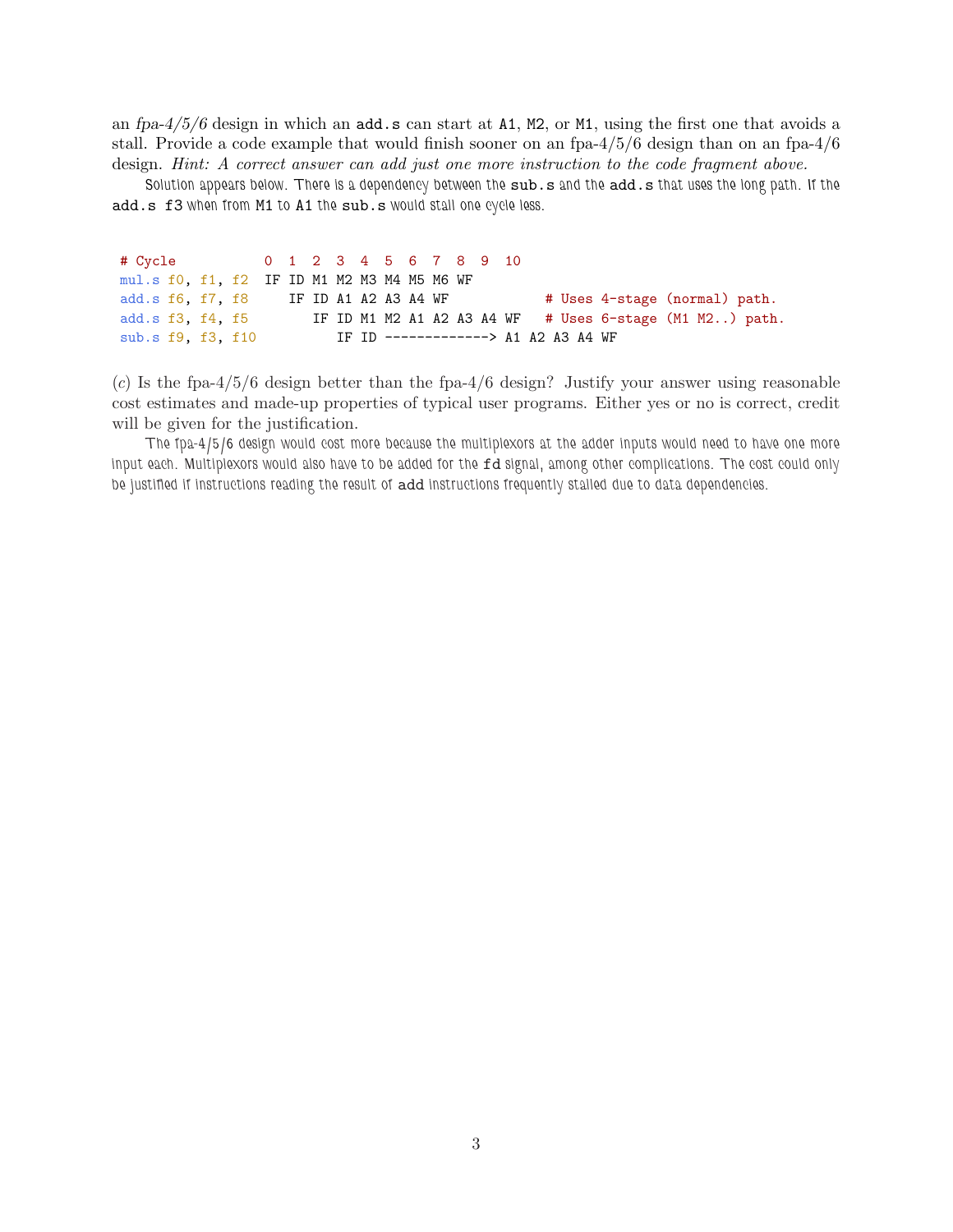an *fpa-4/5/6* design in which an `add.s` can start at `A1`, `M2`, or `M1`, using the first one that avoids a stall. Provide a code example that would finish sooner on an fpa-4/5/6 design than on an fpa-4/6 design. *Hint: A correct answer can add just one more instruction to the code fragment above.*

Solution appears below. There is a dependency between the `sub.s` and the `add.s` that uses the long path. If the `add.s f3` when from `M1` to `A1` the `sub.s` would stall one cycle less.

```
# Cycle           0  1  2  3  4  5  6  7  8  9  10
mul.s f0, f1, f2  IF ID M1 M2 M3 M4 M5 M6 WF
add.s f6, f7, f8     IF ID A1 A2 A3 A4 WF            # Uses 4-stage (normal) path.
add.s f3, f4, f5        IF ID M1 M2 A1 A2 A3 A4 WF   # Uses 6-stage (M1 M2..) path.
sub.s f9, f3, f10          IF ID -------------> A1 A2 A3 A4 WF
```

(*c*) Is the fpa-4/5/6 design better than the fpa-4/6 design? Justify your answer using reasonable cost estimates and made-up properties of typical user programs. Either yes or no is correct, credit will be given for the justification.

The fpa-4/5/6 design would cost more because the multiplexors at the adder inputs would need to have one more input each. Multiplexors would also have to be added for the `fd` signal, among other complications. The cost could only be justified if instructions reading the result of `add` instructions frequently stalled due to data dependencies.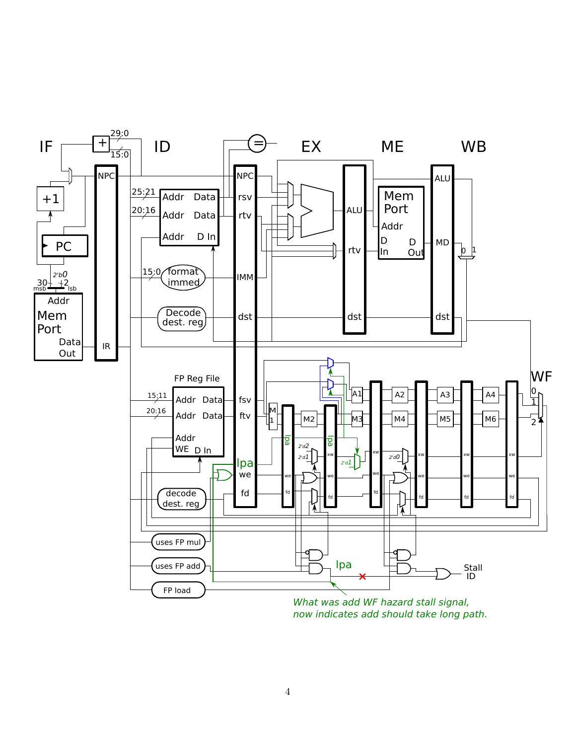IF

ID

EX

ME

WB

WF

29:0

15:0

NPC

+1

PC

2'b0

30

msb

2

lsb

Addr

Mem Port

Data Out

IR

25:21

20:16

15:0

Addr Data

Addr Data

Addr D In

format immed

Decode dest. reg

NPC

rsv

rtv

IMM

dst

ALU

rtv

dst

Mem Port

Addr

D In

D Out

ALU

MD

dst

0 1

FP Reg File

15:11

20:16

Addr Data

Addr Data

Addr

WE D In

fsv

ftv

lpa

we

fd

decode dest. reg

uses FP mul

uses FP add

FP load

M1

M2

M3

M4

M5

M6

A1

A2

A3

A4

lpa

lpa

2'd2

2'd1

2'd1

2'd0

xw

we

fd

0

1

2

lpa

Stall ID

*What was add WF hazard stall signal, now indicates add should take long path.*